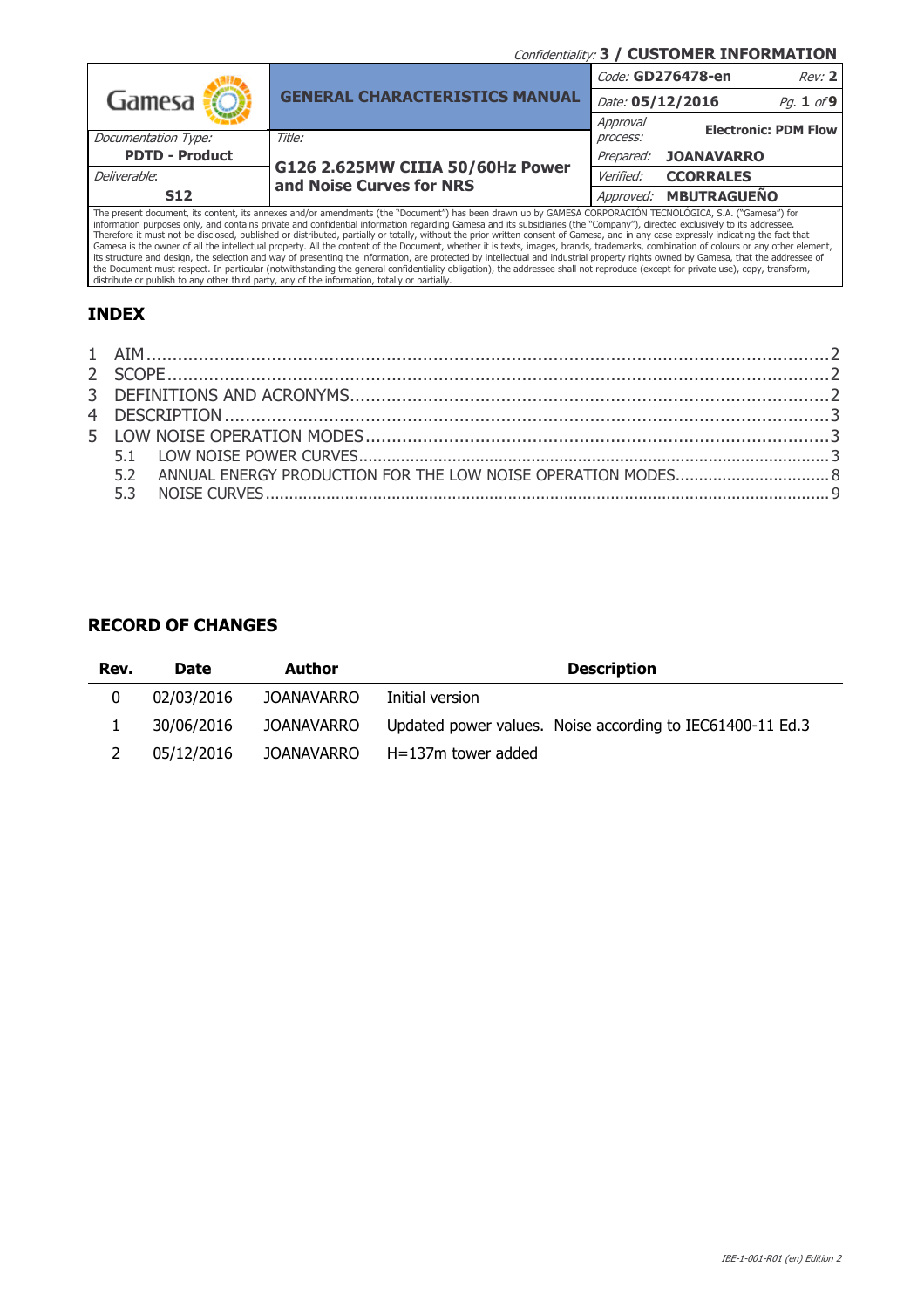Confidentiality: **3 / CUSTOMER INFORMATION**

| Gamesa | GENERAL CHARACTERISTICS MANUAL | Code: **GD276478-en** | Rev: **2** |
|---|---|---|---|
| | | Date: **05/12/2016** | Pg. **1** of **9** |
| | | Approval process: | **Electronic: PDM Flow** |
| Documentation Type: **PDTD - Product** | Title: **G126 2.625MW CIIIA 50/60Hz Power and Noise Curves for NRS** | Prepared: | **JOANAVARRO** |
| Deliverable: **S12** | | Verified: | **CCORRALES** |
| | | Approved: | **MBUTRAGUEÑO** |

The present document, its content, its annexes and/or amendments (the "Document") has been drawn up by GAMESA CORPORACIÓN TECNOLÓGICA, S.A. ("Gamesa") for information purposes only, and contains private and confidential information regarding Gamesa and its subsidiaries (the "Company"), directed exclusively to its addressee. Therefore it must not be disclosed, published or distributed, partially or totally, without the prior written consent of Gamesa, and in any case expressly indicating the fact that Gamesa is the owner of all the intellectual property. All the content of the Document, whether it is texts, images, brands, trademarks, combination of colours or any other element, its structure and design, the selection and way of presenting the information, are protected by intellectual and industrial property rights owned by Gamesa, that the addressee of the Document must respect. In particular (notwithstanding the general confidentiality obligation), the addressee shall not reproduce (except for private use), copy, transform, distribute or publish to any other third party, any of the information, totally or partially.

## INDEX

1 AIM ..... 2
2 SCOPE ..... 2
3 DEFINITIONS AND ACRONYMS ..... 2
4 DESCRIPTION ..... 3
5 LOW NOISE OPERATION MODES ..... 3
  5.1 LOW NOISE POWER CURVES ..... 3
  5.2 ANNUAL ENERGY PRODUCTION FOR THE LOW NOISE OPERATION MODES ..... 8
  5.3 NOISE CURVES ..... 9

## RECORD OF CHANGES

| Rev. | Date | Author | Description |
|---|---|---|---|
| 0 | 02/03/2016 | JOANAVARRO | Initial version |
| 1 | 30/06/2016 | JOANAVARRO | Updated power values. Noise according to IEC61400-11 Ed.3 |
| 2 | 05/12/2016 | JOANAVARRO | H=137m tower added |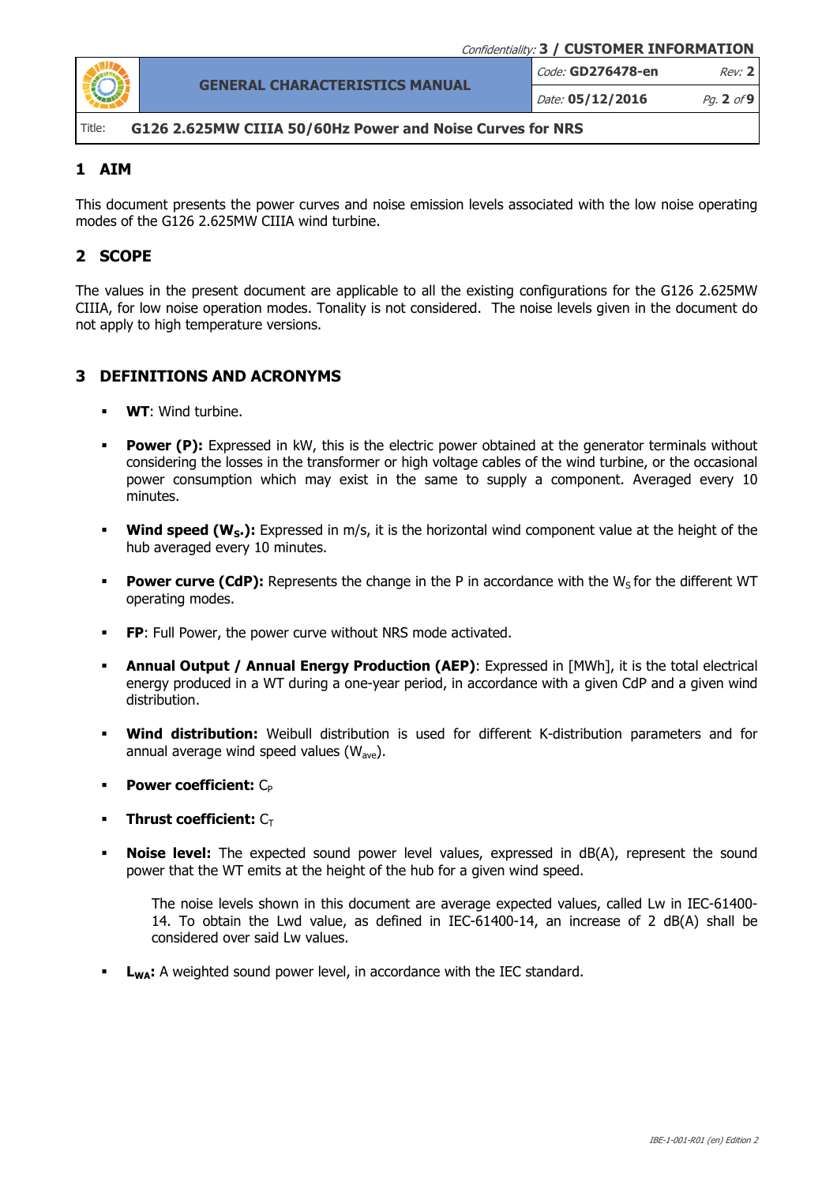## 1 AIM

This document presents the power curves and noise emission levels associated with the low noise operating modes of the G126 2.625MW CIIIA wind turbine.

## 2 SCOPE

The values in the present document are applicable to all the existing configurations for the G126 2.625MW CIIIA, for low noise operation modes. Tonality is not considered. The noise levels given in the document do not apply to high temperature versions.

## 3 DEFINITIONS AND ACRONYMS

- **WT**: Wind turbine.
- **Power (P):** Expressed in kW, this is the electric power obtained at the generator terminals without considering the losses in the transformer or high voltage cables of the wind turbine, or the occasional power consumption which may exist in the same to supply a component. Averaged every 10 minutes.
- **Wind speed ($W_S$.):** Expressed in m/s, it is the horizontal wind component value at the height of the hub averaged every 10 minutes.
- **Power curve (CdP):** Represents the change in the P in accordance with the $W_S$ for the different WT operating modes.
- **FP**: Full Power, the power curve without NRS mode activated.
- **Annual Output / Annual Energy Production (AEP)**: Expressed in [MWh], it is the total electrical energy produced in a WT during a one-year period, in accordance with a given CdP and a given wind distribution.
- **Wind distribution:** Weibull distribution is used for different K-distribution parameters and for annual average wind speed values ($W_{ave}$).
- **Power coefficient:** $C_P$
- **Thrust coefficient:** $C_T$
- **Noise level:** The expected sound power level values, expressed in dB(A), represent the sound power that the WT emits at the height of the hub for a given wind speed.

  The noise levels shown in this document are average expected values, called Lw in IEC-61400-14. To obtain the Lwd value, as defined in IEC-61400-14, an increase of 2 dB(A) shall be considered over said Lw values.

- **$L_{WA}$:** A weighted sound power level, in accordance with the IEC standard.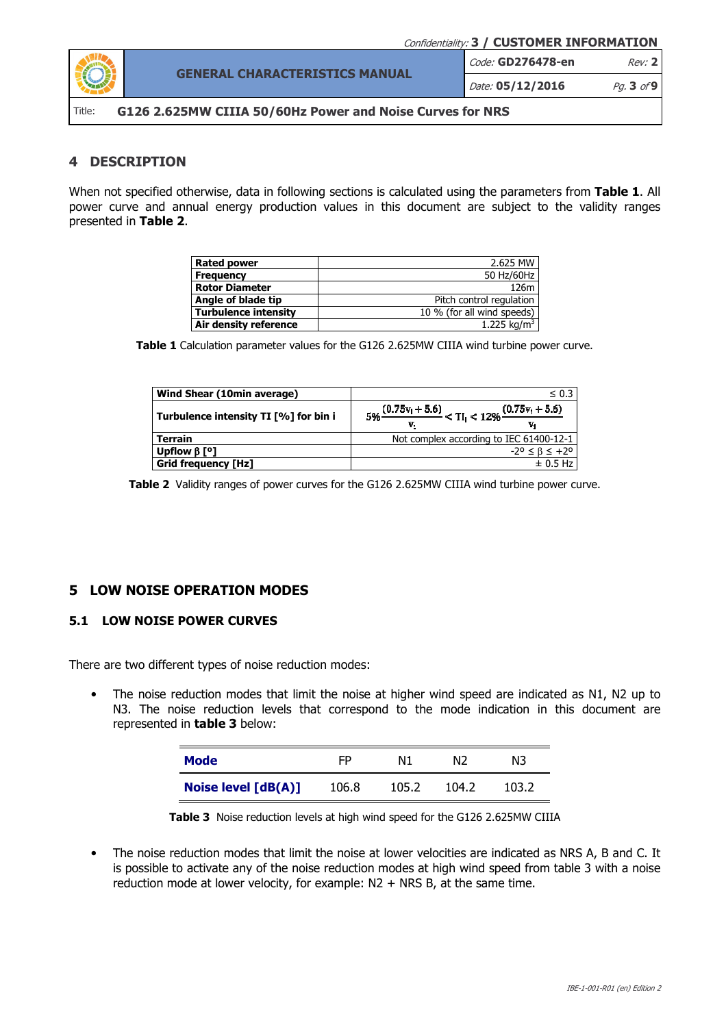## 4 DESCRIPTION

When not specified otherwise, data in following sections is calculated using the parameters from **Table 1**. All power curve and annual energy production values in this document are subject to the validity ranges presented in **Table 2**.

| | |
|---|---|
| **Rated power** | 2.625 MW |
| **Frequency** | 50 Hz/60Hz |
| **Rotor Diameter** | 126m |
| **Angle of blade tip** | Pitch control regulation |
| **Turbulence intensity** | 10 % (for all wind speeds) |
| **Air density reference** | 1.225 kg/m$^3$ |

**Table 1** Calculation parameter values for the G126 2.625MW CIIIA wind turbine power curve.

| | |
|---|---|
| **Wind Shear (10min average)** | ≤ 0.3 |
| **Turbulence intensity TI [%] for bin i** | $5\%\frac{(0.75v_i+5.6)}{v_i} < TI_i < 12\%\frac{(0.75v_i+5.6)}{v_i}$ |
| **Terrain** | Not complex according to IEC 61400-12-1 |
| **Upflow β [º]** | $-2^{o} \leq \beta \leq +2^{o}$ |
| **Grid frequency [Hz]** | ± 0.5 Hz |

**Table 2** Validity ranges of power curves for the G126 2.625MW CIIIA wind turbine power curve.

## 5 LOW NOISE OPERATION MODES

### 5.1 LOW NOISE POWER CURVES

There are two different types of noise reduction modes:

- The noise reduction modes that limit the noise at higher wind speed are indicated as N1, N2 up to N3. The noise reduction levels that correspond to the mode indication in this document are represented in **table 3** below:

| **Mode** | FP | N1 | N2 | N3 |
|---|---|---|---|---|
| **Noise level [dB(A)]** | 106.8 | 105.2 | 104.2 | 103.2 |

**Table 3** Noise reduction levels at high wind speed for the G126 2.625MW CIIIA

- The noise reduction modes that limit the noise at lower velocities are indicated as NRS A, B and C. It is possible to activate any of the noise reduction modes at high wind speed from table 3 with a noise reduction mode at lower velocity, for example: N2 + NRS B, at the same time.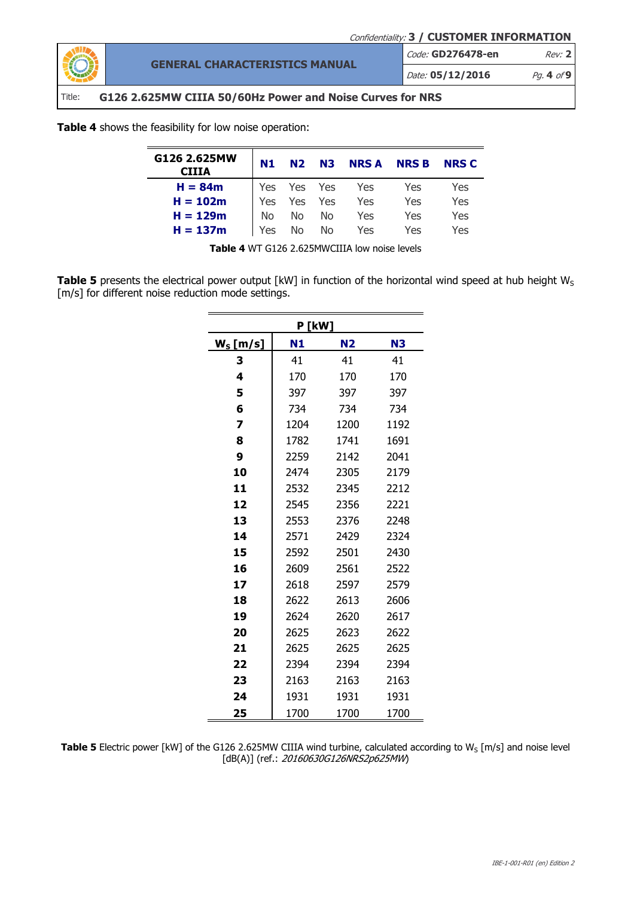**Table 4** shows the feasibility for low noise operation:

| G126 2.625MW CIIIA | N1 | N2 | N3 | NRS A | NRS B | NRS C |
|---|---|---|---|---|---|---|
| **H = 84m** | Yes | Yes | Yes | Yes | Yes | Yes |
| **H = 102m** | Yes | Yes | Yes | Yes | Yes | Yes |
| **H = 129m** | No | No | No | Yes | Yes | Yes |
| **H = 137m** | Yes | No | No | Yes | Yes | Yes |

**Table 4** WT G126 2.625MWCIIIA low noise levels

**Table 5** presents the electrical power output [kW] in function of the horizontal wind speed at hub height $W_S$ [m/s] for different noise reduction mode settings.

| | P [kW] | | |
|---|---|---|---|
| $W_S$ [m/s] | N1 | N2 | N3 |
| **3** | 41 | 41 | 41 |
| **4** | 170 | 170 | 170 |
| **5** | 397 | 397 | 397 |
| **6** | 734 | 734 | 734 |
| **7** | 1204 | 1200 | 1192 |
| **8** | 1782 | 1741 | 1691 |
| **9** | 2259 | 2142 | 2041 |
| **10** | 2474 | 2305 | 2179 |
| **11** | 2532 | 2345 | 2212 |
| **12** | 2545 | 2356 | 2221 |
| **13** | 2553 | 2376 | 2248 |
| **14** | 2571 | 2429 | 2324 |
| **15** | 2592 | 2501 | 2430 |
| **16** | 2609 | 2561 | 2522 |
| **17** | 2618 | 2597 | 2579 |
| **18** | 2622 | 2613 | 2606 |
| **19** | 2624 | 2620 | 2617 |
| **20** | 2625 | 2623 | 2622 |
| **21** | 2625 | 2625 | 2625 |
| **22** | 2394 | 2394 | 2394 |
| **23** | 2163 | 2163 | 2163 |
| **24** | 1931 | 1931 | 1931 |
| **25** | 1700 | 1700 | 1700 |

**Table 5** Electric power [kW] of the G126 2.625MW CIIIA wind turbine, calculated according to $W_S$ [m/s] and noise level [dB(A)] (ref.: *20160630G126NRS2p625MW*)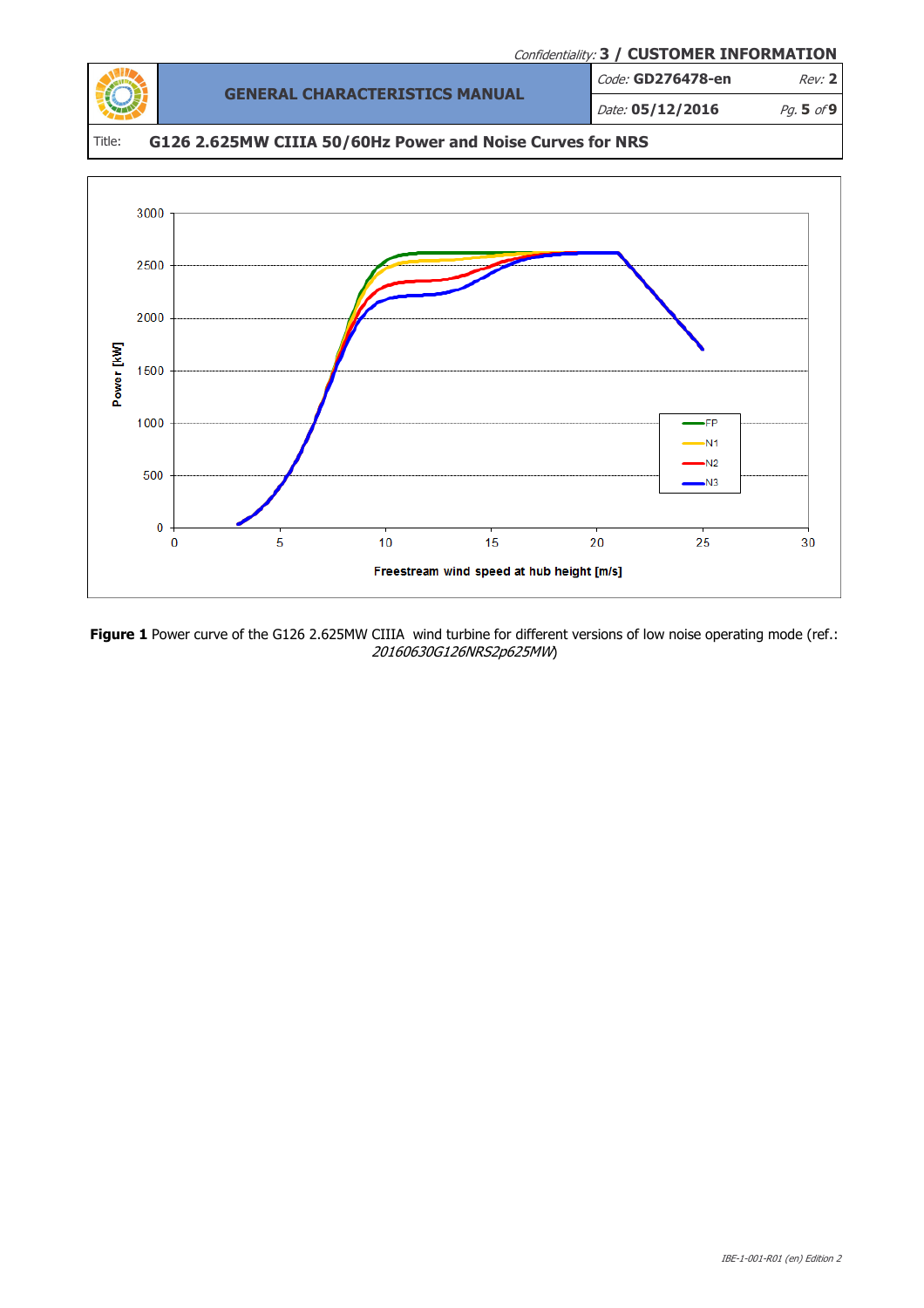Title: **G126 2.625MW CIIIA 50/60Hz Power and Noise Curves for NRS**

**Figure 1** Power curve of the G126 2.625MW CIIIA wind turbine for different versions of low noise operating mode (ref.: *20160630G126NRS2p625MW*)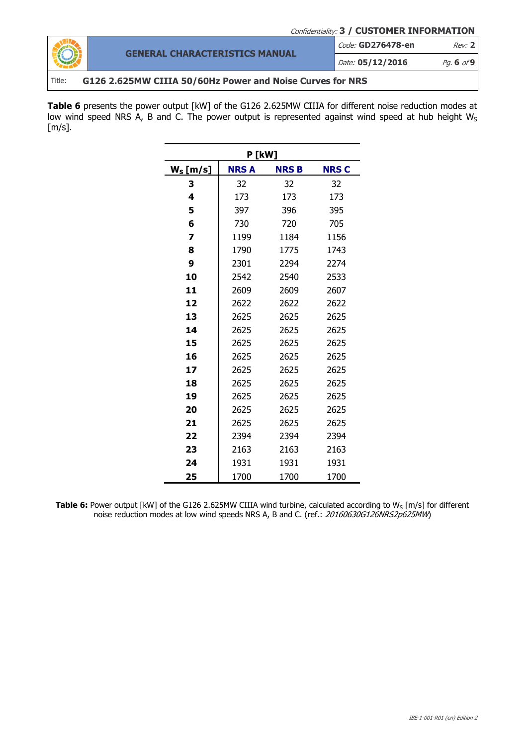**Table 6** presents the power output [kW] of the G126 2.625MW CIIIA for different noise reduction modes at low wind speed NRS A, B and C. The power output is represented against wind speed at hub height $W_S$ [m/s].

| | P [kW] | | |
|---|---|---|---|
| **$W_S$ [m/s]** | **NRS A** | **NRS B** | **NRS C** |
| **3** | 32 | 32 | 32 |
| **4** | 173 | 173 | 173 |
| **5** | 397 | 396 | 395 |
| **6** | 730 | 720 | 705 |
| **7** | 1199 | 1184 | 1156 |
| **8** | 1790 | 1775 | 1743 |
| **9** | 2301 | 2294 | 2274 |
| **10** | 2542 | 2540 | 2533 |
| **11** | 2609 | 2609 | 2607 |
| **12** | 2622 | 2622 | 2622 |
| **13** | 2625 | 2625 | 2625 |
| **14** | 2625 | 2625 | 2625 |
| **15** | 2625 | 2625 | 2625 |
| **16** | 2625 | 2625 | 2625 |
| **17** | 2625 | 2625 | 2625 |
| **18** | 2625 | 2625 | 2625 |
| **19** | 2625 | 2625 | 2625 |
| **20** | 2625 | 2625 | 2625 |
| **21** | 2625 | 2625 | 2625 |
| **22** | 2394 | 2394 | 2394 |
| **23** | 2163 | 2163 | 2163 |
| **24** | 1931 | 1931 | 1931 |
| **25** | 1700 | 1700 | 1700 |

**Table 6:** Power output [kW] of the G126 2.625MW CIIIA wind turbine, calculated according to $W_S$ [m/s] for different noise reduction modes at low wind speeds NRS A, B and C. (ref.: *20160630G126NRS2p625MW*)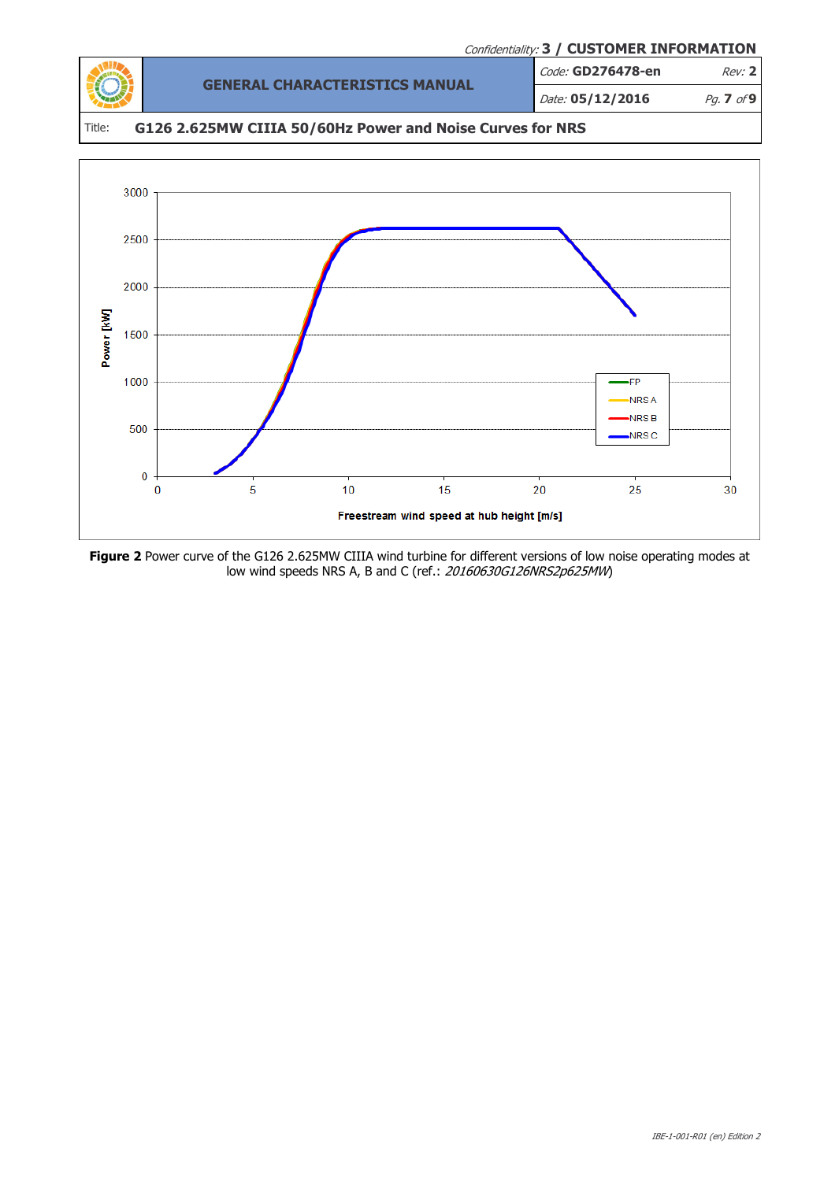Title: **G126 2.625MW CIIIA 50/60Hz Power and Noise Curves for NRS**

**Figure 2** Power curve of the G126 2.625MW CIIIA wind turbine for different versions of low noise operating modes at low wind speeds NRS A, B and C (ref.: *20160630G126NRS2p625MW*)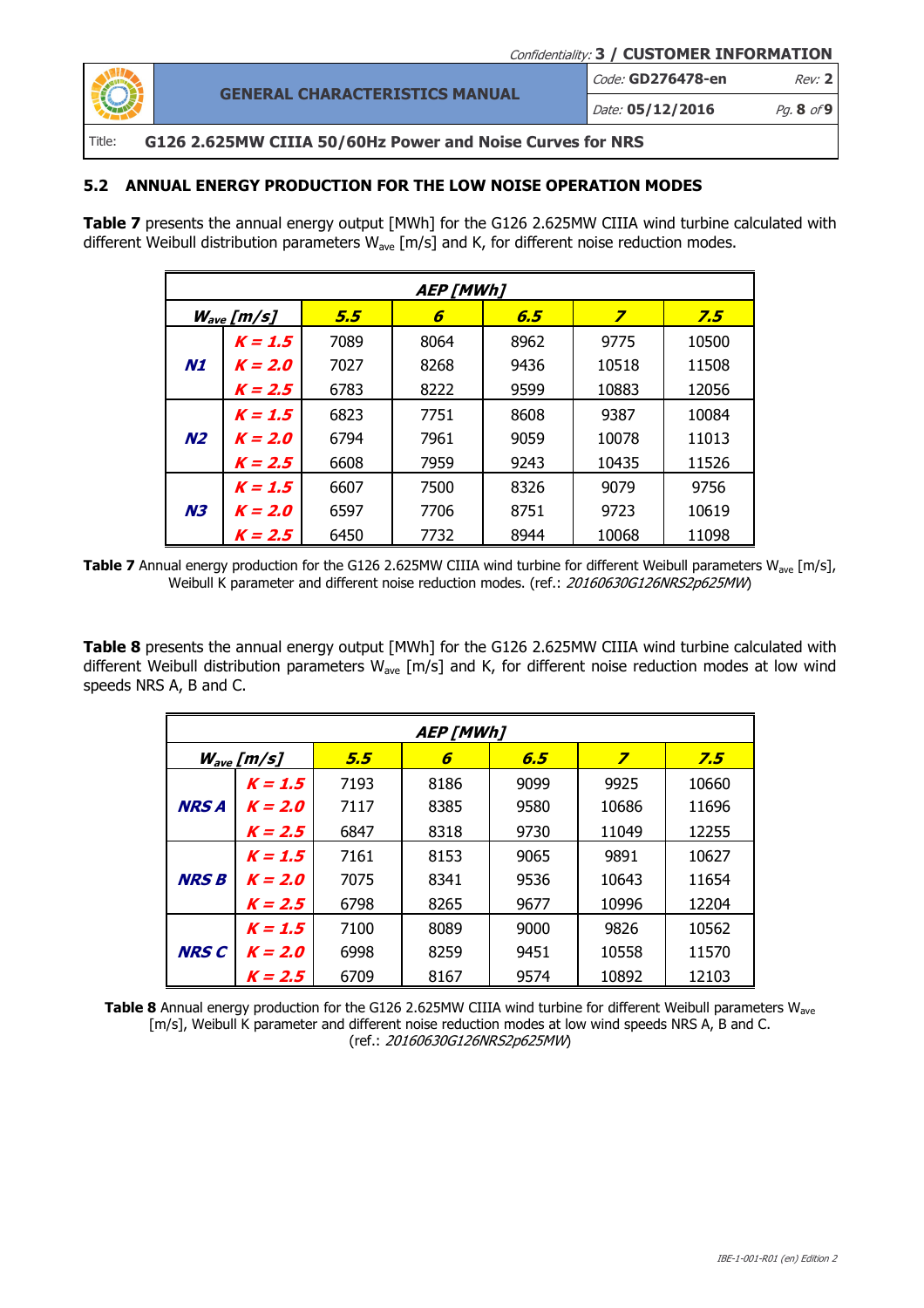## 5.2 ANNUAL ENERGY PRODUCTION FOR THE LOW NOISE OPERATION MODES

**Table 7** presents the annual energy output [MWh] for the G126 2.625MW CIIIA wind turbine calculated with different Weibull distribution parameters $W_{ave}$ [m/s] and K, for different noise reduction modes.

| AEP [MWh] | | | | | | |
|---|---|---|---|---|---|---|
| $W_{ave}$ [m/s] | | **5.5** | **6** | **6.5** | **7** | **7.5** |
| **N1** | **K = 1.5** | 7089 | 8064 | 8962 | 9775 | 10500 |
| | **K = 2.0** | 7027 | 8268 | 9436 | 10518 | 11508 |
| | **K = 2.5** | 6783 | 8222 | 9599 | 10883 | 12056 |
| **N2** | **K = 1.5** | 6823 | 7751 | 8608 | 9387 | 10084 |
| | **K = 2.0** | 6794 | 7961 | 9059 | 10078 | 11013 |
| | **K = 2.5** | 6608 | 7959 | 9243 | 10435 | 11526 |
| **N3** | **K = 1.5** | 6607 | 7500 | 8326 | 9079 | 9756 |
| | **K = 2.0** | 6597 | 7706 | 8751 | 9723 | 10619 |
| | **K = 2.5** | 6450 | 7732 | 8944 | 10068 | 11098 |

**Table 7** Annual energy production for the G126 2.625MW CIIIA wind turbine for different Weibull parameters $W_{ave}$ [m/s], Weibull K parameter and different noise reduction modes. (ref.: *20160630G126NRS2p625MW*)

**Table 8** presents the annual energy output [MWh] for the G126 2.625MW CIIIA wind turbine calculated with different Weibull distribution parameters $W_{ave}$ [m/s] and K, for different noise reduction modes at low wind speeds NRS A, B and C.

| AEP [MWh] | | | | | | |
|---|---|---|---|---|---|---|
| $W_{ave}$ [m/s] | | **5.5** | **6** | **6.5** | **7** | **7.5** |
| **NRS A** | **K = 1.5** | 7193 | 8186 | 9099 | 9925 | 10660 |
| | **K = 2.0** | 7117 | 8385 | 9580 | 10686 | 11696 |
| | **K = 2.5** | 6847 | 8318 | 9730 | 11049 | 12255 |
| **NRS B** | **K = 1.5** | 7161 | 8153 | 9065 | 9891 | 10627 |
| | **K = 2.0** | 7075 | 8341 | 9536 | 10643 | 11654 |
| | **K = 2.5** | 6798 | 8265 | 9677 | 10996 | 12204 |
| **NRS C** | **K = 1.5** | 7100 | 8089 | 9000 | 9826 | 10562 |
| | **K = 2.0** | 6998 | 8259 | 9451 | 10558 | 11570 |
| | **K = 2.5** | 6709 | 8167 | 9574 | 10892 | 12103 |

**Table 8** Annual energy production for the G126 2.625MW CIIIA wind turbine for different Weibull parameters $W_{ave}$ [m/s], Weibull K parameter and different noise reduction modes at low wind speeds NRS A, B and C. (ref.: *20160630G126NRS2p625MW*)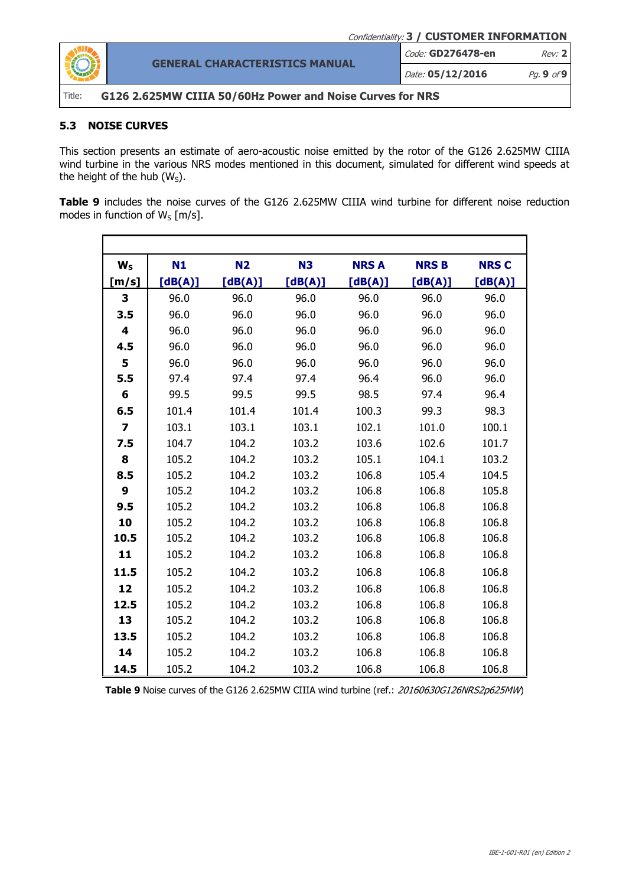### 5.3 NOISE CURVES

This section presents an estimate of aero-acoustic noise emitted by the rotor of the G126 2.625MW CIIIA wind turbine in the various NRS modes mentioned in this document, simulated for different wind speeds at the height of the hub ($W_S$).

**Table 9** includes the noise curves of the G126 2.625MW CIIIA wind turbine for different noise reduction modes in function of $W_S$ [m/s].

| $W_S$ [m/s] | N1 [dB(A)] | N2 [dB(A)] | N3 [dB(A)] | NRS A [dB(A)] | NRS B [dB(A)] | NRS C [dB(A)] |
|---|---|---|---|---|---|---|
| **3** | 96.0 | 96.0 | 96.0 | 96.0 | 96.0 | 96.0 |
| **3.5** | 96.0 | 96.0 | 96.0 | 96.0 | 96.0 | 96.0 |
| **4** | 96.0 | 96.0 | 96.0 | 96.0 | 96.0 | 96.0 |
| **4.5** | 96.0 | 96.0 | 96.0 | 96.0 | 96.0 | 96.0 |
| **5** | 96.0 | 96.0 | 96.0 | 96.0 | 96.0 | 96.0 |
| **5.5** | 97.4 | 97.4 | 97.4 | 96.4 | 96.0 | 96.0 |
| **6** | 99.5 | 99.5 | 99.5 | 98.5 | 97.4 | 96.4 |
| **6.5** | 101.4 | 101.4 | 101.4 | 100.3 | 99.3 | 98.3 |
| **7** | 103.1 | 103.1 | 103.1 | 102.1 | 101.0 | 100.1 |
| **7.5** | 104.7 | 104.2 | 103.2 | 103.6 | 102.6 | 101.7 |
| **8** | 105.2 | 104.2 | 103.2 | 105.1 | 104.1 | 103.2 |
| **8.5** | 105.2 | 104.2 | 103.2 | 106.8 | 105.4 | 104.5 |
| **9** | 105.2 | 104.2 | 103.2 | 106.8 | 106.8 | 105.8 |
| **9.5** | 105.2 | 104.2 | 103.2 | 106.8 | 106.8 | 106.8 |
| **10** | 105.2 | 104.2 | 103.2 | 106.8 | 106.8 | 106.8 |
| **10.5** | 105.2 | 104.2 | 103.2 | 106.8 | 106.8 | 106.8 |
| **11** | 105.2 | 104.2 | 103.2 | 106.8 | 106.8 | 106.8 |
| **11.5** | 105.2 | 104.2 | 103.2 | 106.8 | 106.8 | 106.8 |
| **12** | 105.2 | 104.2 | 103.2 | 106.8 | 106.8 | 106.8 |
| **12.5** | 105.2 | 104.2 | 103.2 | 106.8 | 106.8 | 106.8 |
| **13** | 105.2 | 104.2 | 103.2 | 106.8 | 106.8 | 106.8 |
| **13.5** | 105.2 | 104.2 | 103.2 | 106.8 | 106.8 | 106.8 |
| **14** | 105.2 | 104.2 | 103.2 | 106.8 | 106.8 | 106.8 |
| **14.5** | 105.2 | 104.2 | 103.2 | 106.8 | 106.8 | 106.8 |

**Table 9** Noise curves of the G126 2.625MW CIIIA wind turbine (ref.: *20160630G126NRS2p625MW*)